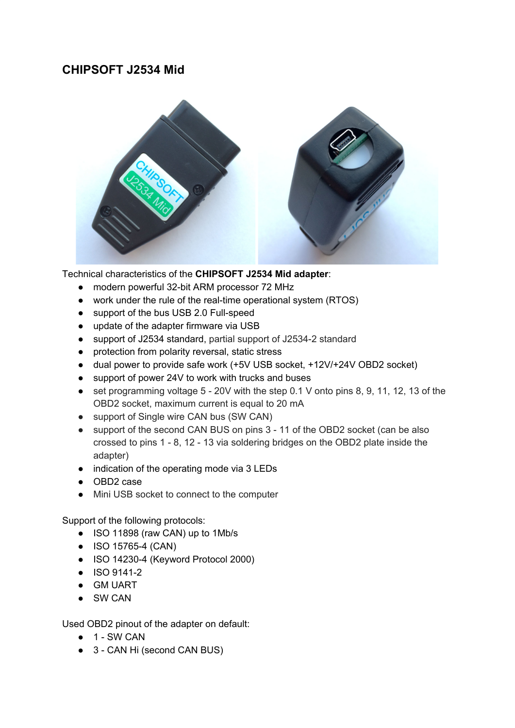## CHIPSOFT J2534 Mid

Technical characteristics of the **CHIPSOFT J2534 Mid adapter**:

- modern powerful 32-bit ARM processor 72 MHz
- work under the rule of the real-time operational system (RTOS)
- support of the bus USB 2.0 Full-speed
- update of the adapter firmware via USB
- support of J2534 standard, partial support of J2534-2 standard
- protection from polarity reversal, static stress
- dual power to provide safe work (+5V USB socket, +12V/+24V OBD2 socket)
- support of power 24V to work with trucks and buses
- set programming voltage 5 - 20V with the step 0.1 V onto pins 8, 9, 11, 12, 13 of the OBD2 socket, maximum current is equal to 20 mA
- support of Single wire CAN bus (SW CAN)
- support of the second CAN BUS on pins 3 - 11 of the OBD2 socket (can be also crossed to pins 1 - 8, 12 - 13 via soldering bridges on the OBD2 plate inside the adapter)
- indication of the operating mode via 3 LEDs
- OBD2 case
- Mini USB socket to connect to the computer

Support of the following protocols:

- ISO 11898 (raw CAN) up to 1Mb/s
- ISO 15765-4 (CAN)
- ISO 14230-4 (Keyword Protocol 2000)
- ISO 9141-2
- GM UART
- SW CAN

Used OBD2 pinout of the adapter on default:

- 1 - SW CAN
- 3 - CAN Hi (second CAN BUS)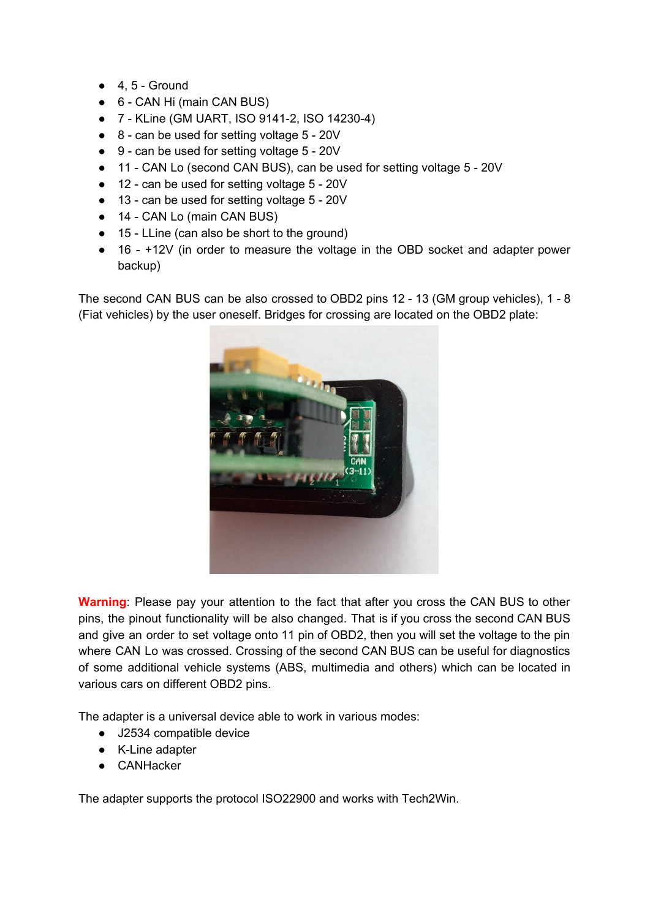- 4, 5 - Ground
- 6 - CAN Hi (main CAN BUS)
- 7 - KLine (GM UART, ISO 9141-2, ISO 14230-4)
- 8 - can be used for setting voltage 5 - 20V
- 9 - can be used for setting voltage 5 - 20V
- 11 - CAN Lo (second CAN BUS), can be used for setting voltage 5 - 20V
- 12 - can be used for setting voltage 5 - 20V
- 13 - can be used for setting voltage 5 - 20V
- 14 - CAN Lo (main CAN BUS)
- 15 - LLine (can also be short to the ground)
- 16 - +12V (in order to measure the voltage in the OBD socket and adapter power backup)

The second CAN BUS can be also crossed to OBD2 pins 12 - 13 (GM group vehicles), 1 - 8 (Fiat vehicles) by the user oneself. Bridges for crossing are located on the OBD2 plate:

**Warning**: Please pay your attention to the fact that after you cross the CAN BUS to other pins, the pinout functionality will be also changed. That is if you cross the second CAN BUS and give an order to set voltage onto 11 pin of OBD2, then you will set the voltage to the pin where CAN Lo was crossed. Crossing of the second CAN BUS can be useful for diagnostics of some additional vehicle systems (ABS, multimedia and others) which can be located in various cars on different OBD2 pins.

The adapter is a universal device able to work in various modes:

- J2534 compatible device
- K-Line adapter
- CANHacker

The adapter supports the protocol ISO22900 and works with Tech2Win.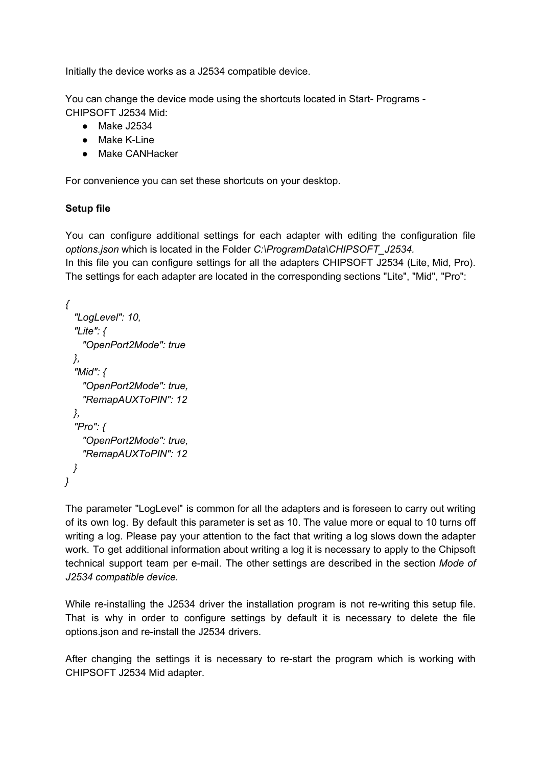Initially the device works as a J2534 compatible device.

You can change the device mode using the shortcuts located in Start- Programs - CHIPSOFT J2534 Mid:

- Make J2534
- Make K-Line
- Make CANHacker

For convenience you can set these shortcuts on your desktop.

**Setup file**

You can configure additional settings for each adapter with editing the configuration file *options.json* which is located in the Folder *C:\ProgramData\CHIPSOFT_J2534.*
In this file you can configure settings for all the adapters CHIPSOFT J2534 (Lite, Mid, Pro). The settings for each adapter are located in the corresponding sections "Lite", "Mid", "Pro":

```
{
  "LogLevel": 10,
  "Lite": {
    "OpenPort2Mode": true
  },
  "Mid": {
    "OpenPort2Mode": true,
    "RemapAUXToPIN": 12
  },
  "Pro": {
    "OpenPort2Mode": true,
    "RemapAUXToPIN": 12
  }
}
```

The parameter "LogLevel" is common for all the adapters and is foreseen to carry out writing of its own log. By default this parameter is set as 10. The value more or equal to 10 turns off writing a log. Please pay your attention to the fact that writing a log slows down the adapter work. To get additional information about writing a log it is necessary to apply to the Chipsoft technical support team per e-mail. The other settings are described in the section *Mode of J2534 compatible device.*

While re-installing the J2534 driver the installation program is not re-writing this setup file. That is why in order to configure settings by default it is necessary to delete the file options.json and re-install the J2534 drivers.

After changing the settings it is necessary to re-start the program which is working with CHIPSOFT J2534 Mid adapter.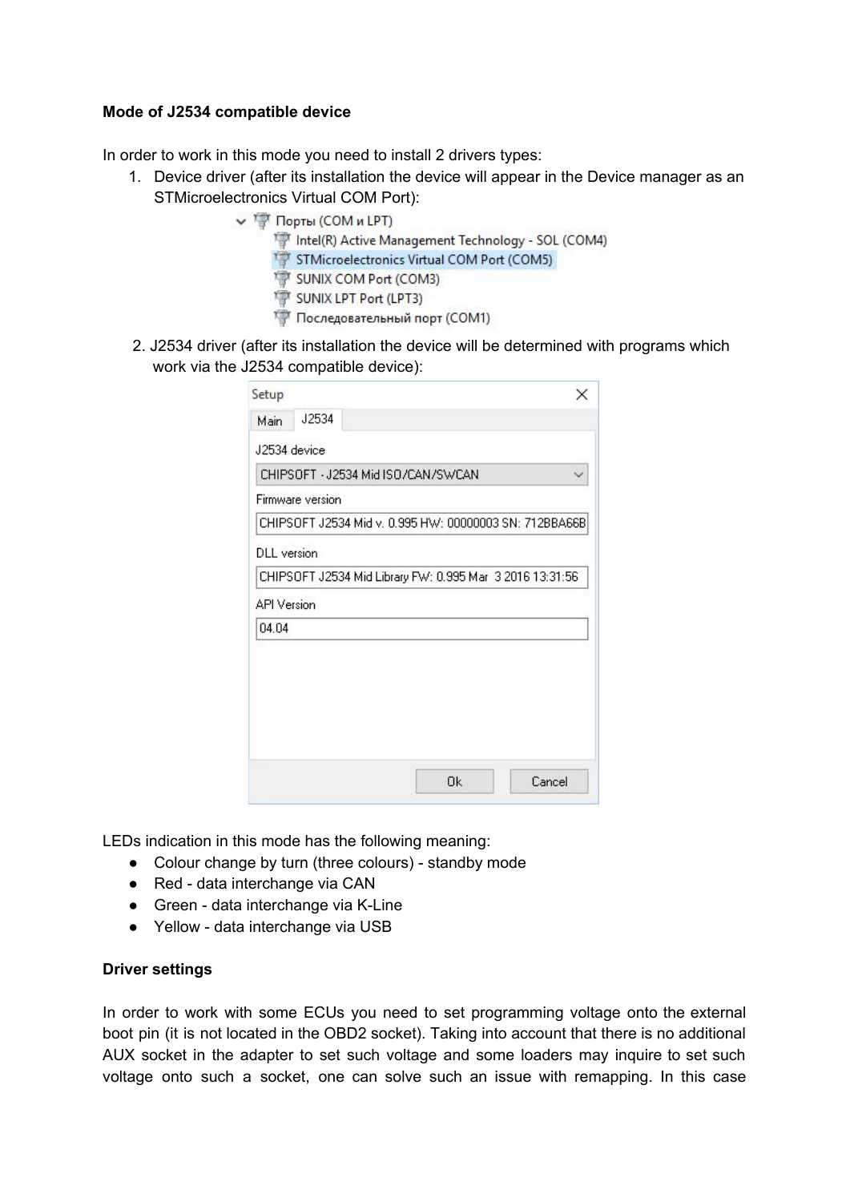**Mode of J2534 compatible device**

In order to work in this mode you need to install 2 drivers types:

1. Device driver (after its installation the device will appear in the Device manager as an STMicroelectronics Virtual COM Port):

2. J2534 driver (after its installation the device will be determined with programs which work via the J2534 compatible device):

LEDs indication in this mode has the following meaning:

- Colour change by turn (three colours) - standby mode
- Red - data interchange via CAN
- Green - data interchange via K-Line
- Yellow - data interchange via USB

**Driver settings**

In order to work with some ECUs you need to set programming voltage onto the external boot pin (it is not located in the OBD2 socket). Taking into account that there is no additional AUX socket in the adapter to set such voltage and some loaders may inquire to set such voltage onto such a socket, one can solve such an issue with remapping. In this case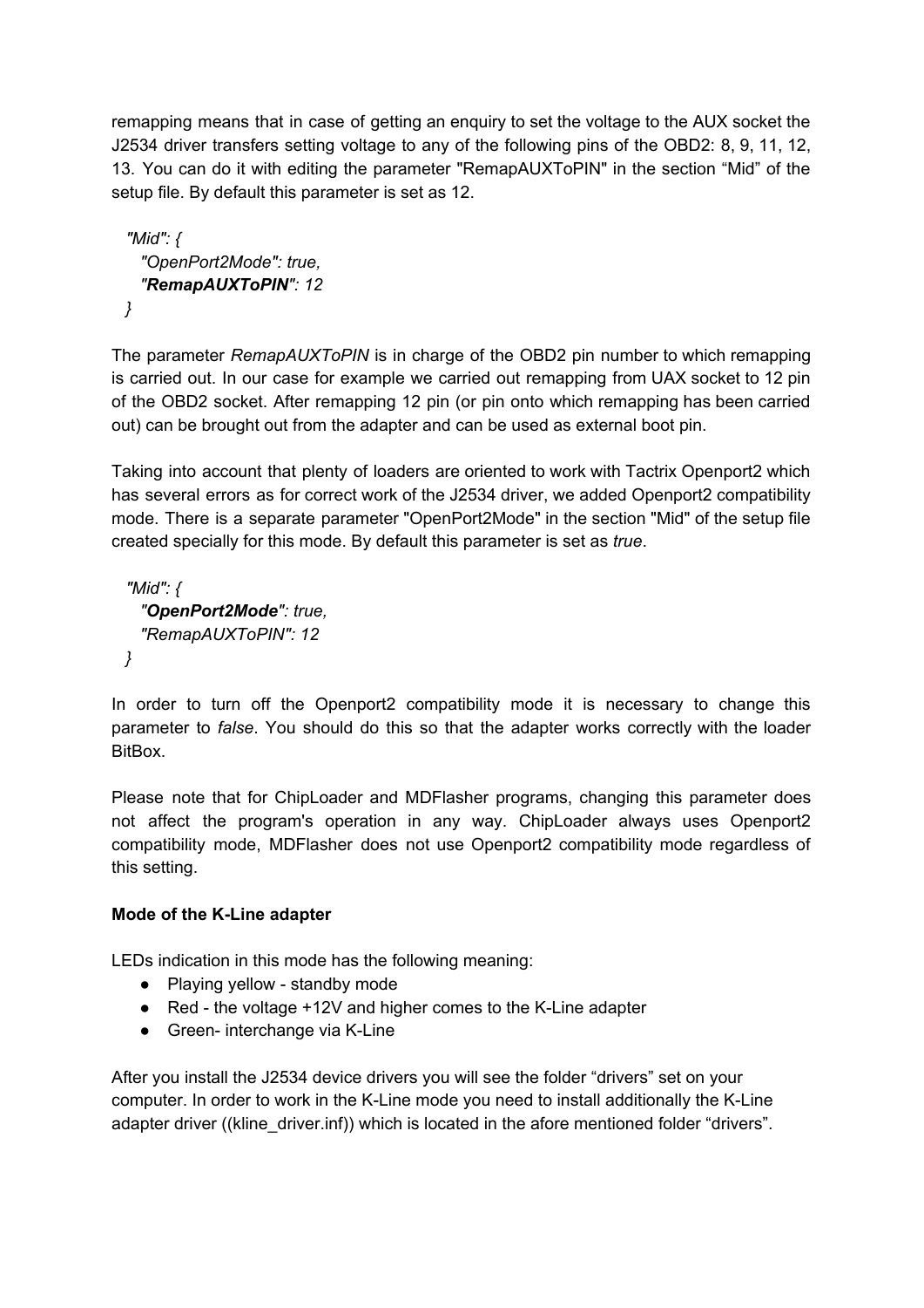remapping means that in case of getting an enquiry to set the voltage to the AUX socket the J2534 driver transfers setting voltage to any of the following pins of the OBD2: 8, 9, 11, 12, 13. You can do it with editing the parameter "RemapAUXToPIN" in the section “Mid” of the setup file. By default this parameter is set as 12.

```
"Mid": {
  "OpenPort2Mode": true,
  "RemapAUXToPIN": 12
}
```

The parameter *RemapAUXToPIN* is in charge of the OBD2 pin number to which remapping is carried out. In our case for example we carried out remapping from UAX socket to 12 pin of the OBD2 socket. After remapping 12 pin (or pin onto which remapping has been carried out) can be brought out from the adapter and can be used as external boot pin.

Taking into account that plenty of loaders are oriented to work with Tactrix Openport2 which has several errors as for correct work of the J2534 driver, we added Openport2 compatibility mode. There is a separate parameter "OpenPort2Mode" in the section "Mid" of the setup file created specially for this mode. By default this parameter is set as *true*.

```
"Mid": {
  "OpenPort2Mode": true,
  "RemapAUXToPIN": 12
}
```

In order to turn off the Openport2 compatibility mode it is necessary to change this parameter to *false*. You should do this so that the adapter works correctly with the loader BitBox.

Please note that for ChipLoader and MDFlasher programs, changing this parameter does not affect the program's operation in any way. ChipLoader always uses Openport2 compatibility mode, MDFlasher does not use Openport2 compatibility mode regardless of this setting.

**Mode of the K-Line adapter**

LEDs indication in this mode has the following meaning:

- Playing yellow - standby mode
- Red - the voltage +12V and higher comes to the K-Line adapter
- Green- interchange via K-Line

After you install the J2534 device drivers you will see the folder “drivers” set on your computer. In order to work in the K-Line mode you need to install additionally the K-Line adapter driver ((kline_driver.inf)) which is located in the afore mentioned folder “drivers”.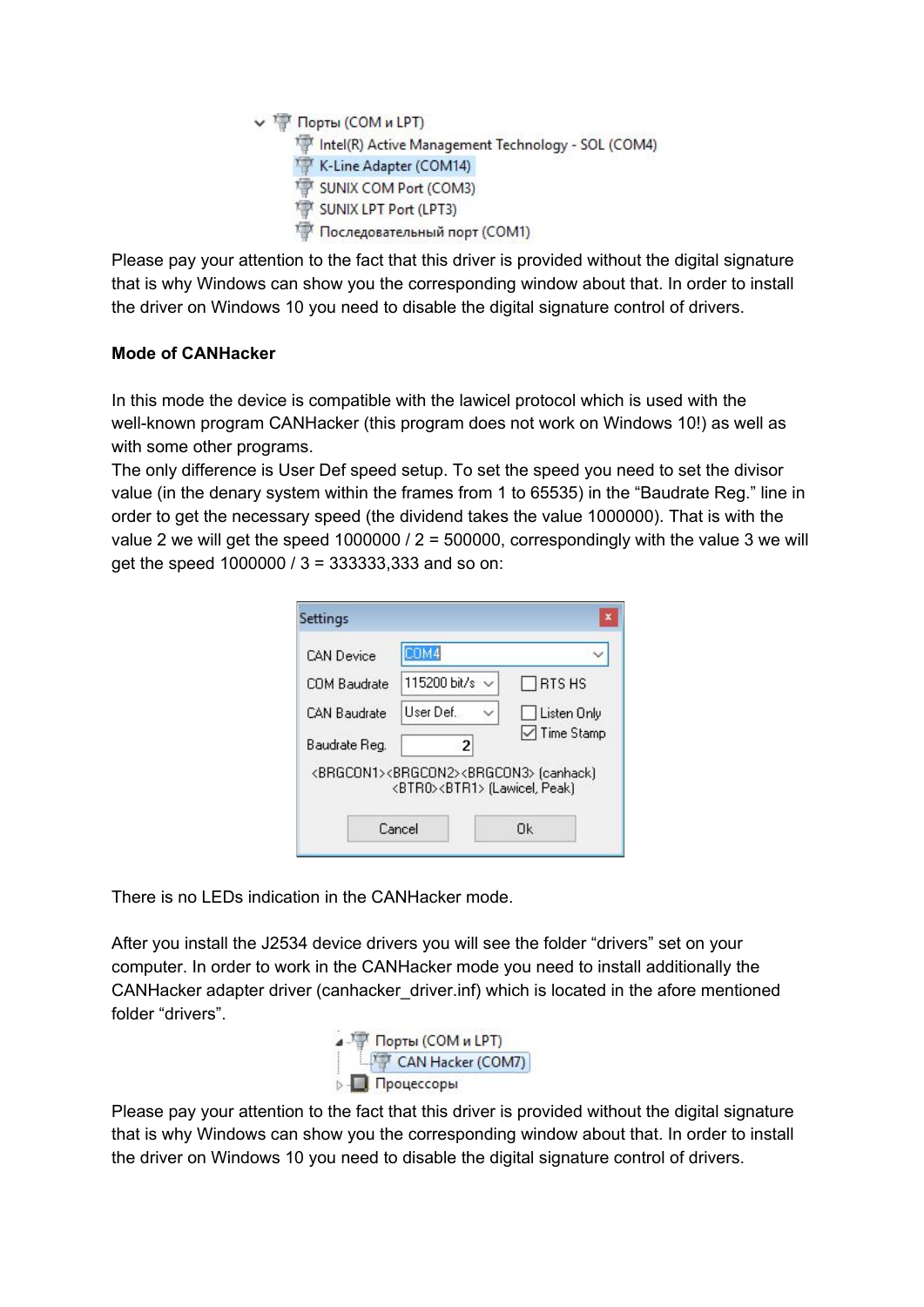Порты (COM и LPT)
- Intel(R) Active Management Technology - SOL (COM4)
- K-Line Adapter (COM14)
- SUNIX COM Port (COM3)
- SUNIX LPT Port (LPT3)
- Последовательный порт (COM1)

Please pay your attention to the fact that this driver is provided without the digital signature that is why Windows can show you the corresponding window about that. In order to install the driver on Windows 10 you need to disable the digital signature control of drivers.

**Mode of CANHacker**

In this mode the device is compatible with the lawicel protocol which is used with the well-known program CANHacker (this program does not work on Windows 10!) as well as with some other programs.
The only difference is User Def speed setup. To set the speed you need to set the divisor value (in the denary system within the frames from 1 to 65535) in the "Baudrate Reg." line in order to get the necessary speed (the dividend takes the value 1000000). That is with the value 2 we will get the speed 1000000 / 2 = 500000, correspondingly with the value 3 we will get the speed 1000000 / 3 = 333333,333 and so on:

Settings

| | | |
|---|---|---|
| CAN Device | COM4 | |
| COM Baudrate | 115200 bit/s | RTS HS |
| CAN Baudrate | User Def. | Listen Only |
| Baudrate Reg. | 2 | Time Stamp |

<BRGCON1><BRGCON2><BRGCON3> (canhack)
<BTR0><BTR1> (Lawicel, Peak)

Cancel Ok

There is no LEDs indication in the CANHacker mode.

After you install the J2534 device drivers you will see the folder "drivers" set on your computer. In order to work in the CANHacker mode you need to install additionally the CANHacker adapter driver (canhacker_driver.inf) which is located in the afore mentioned folder "drivers".

Порты (COM и LPT)
- CAN Hacker (COM7)

Процессоры

Please pay your attention to the fact that this driver is provided without the digital signature that is why Windows can show you the corresponding window about that. In order to install the driver on Windows 10 you need to disable the digital signature control of drivers.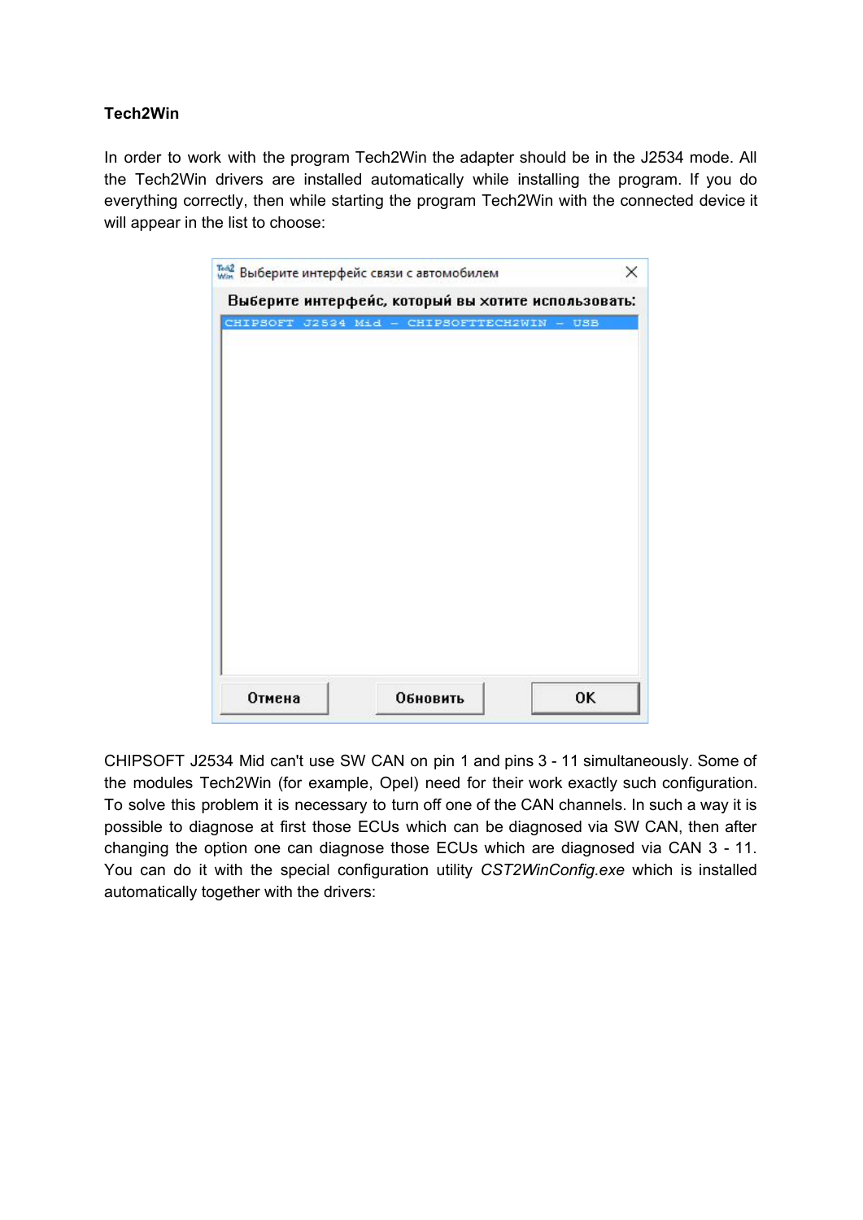**Tech2Win**

In order to work with the program Tech2Win the adapter should be in the J2534 mode. All the Tech2Win drivers are installed automatically while installing the program. If you do everything correctly, then while starting the program Tech2Win with the connected device it will appear in the list to choose:

CHIPSOFT J2534 Mid can't use SW CAN on pin 1 and pins 3 - 11 simultaneously. Some of the modules Tech2Win (for example, Opel) need for their work exactly such configuration. To solve this problem it is necessary to turn off one of the CAN channels. In such a way it is possible to diagnose at first those ECUs which can be diagnosed via SW CAN, then after changing the option one can diagnose those ECUs which are diagnosed via CAN 3 - 11. You can do it with the special configuration utility *CST2WinConfig.exe* which is installed automatically together with the drivers: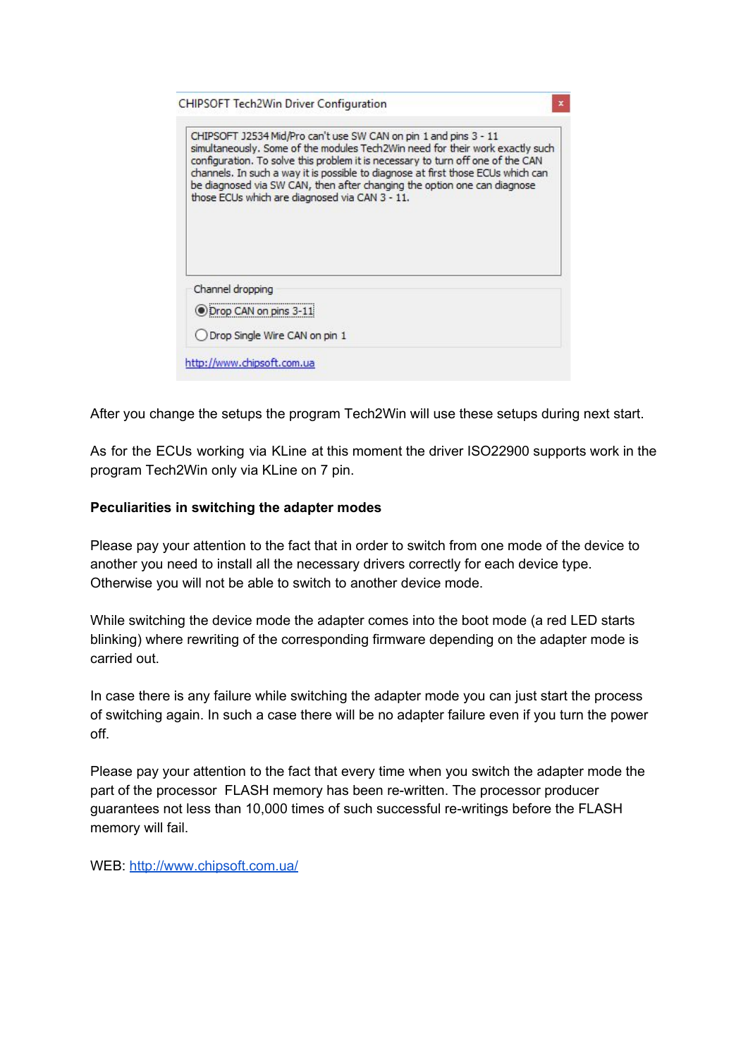CHIPSOFT Tech2Win Driver Configuration

CHIPSOFT J2534 Mid/Pro can't use SW CAN on pin 1 and pins 3 - 11 simultaneously. Some of the modules Tech2Win need for their work exactly such configuration. To solve this problem it is necessary to turn off one of the CAN channels. In such a way it is possible to diagnose at first those ECUs which can be diagnosed via SW CAN, then after changing the option one can diagnose those ECUs which are diagnosed via CAN 3 - 11.

Channel dropping

- (•) Drop CAN on pins 3-11
- ( ) Drop Single Wire CAN on pin 1

http://www.chipsoft.com.ua

After you change the setups the program Tech2Win will use these setups during next start.

As for the ECUs working via KLine at this moment the driver ISO22900 supports work in the program Tech2Win only via KLine on 7 pin.

**Peculiarities in switching the adapter modes**

Please pay your attention to the fact that in order to switch from one mode of the device to another you need to install all the necessary drivers correctly for each device type. Otherwise you will not be able to switch to another device mode.

While switching the device mode the adapter comes into the boot mode (a red LED starts blinking) where rewriting of the corresponding firmware depending on the adapter mode is carried out.

In case there is any failure while switching the adapter mode you can just start the process of switching again. In such a case there will be no adapter failure even if you turn the power off.

Please pay your attention to the fact that every time when you switch the adapter mode the part of the processor FLASH memory has been re-written. The processor producer guarantees not less than 10,000 times of such successful re-writings before the FLASH memory will fail.

WEB: http://www.chipsoft.com.ua/